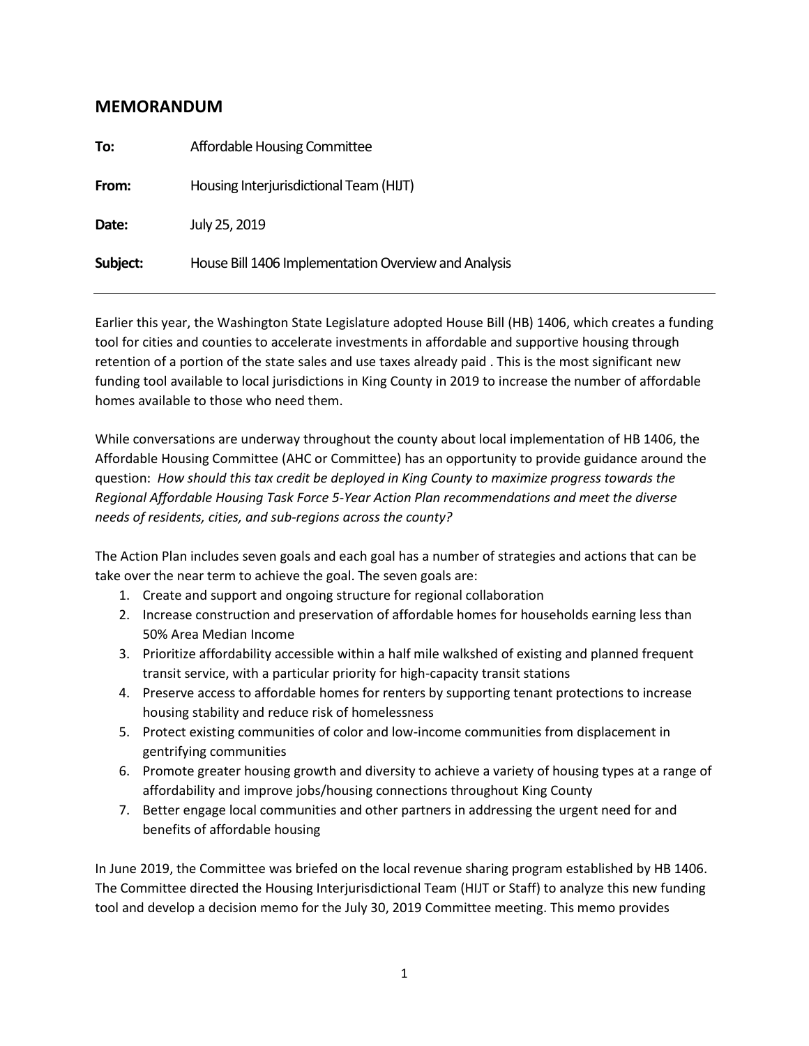## MEMORANDUM

**To:** Affordable Housing Committee

**From:** Housing Interjurisdictional Team (HIJT)

**Date:** July 25, 2019

**Subject:** House Bill 1406 Implementation Overview and Analysis

---

Earlier this year, the Washington State Legislature adopted House Bill (HB) 1406, which creates a funding tool for cities and counties to accelerate investments in affordable and supportive housing through retention of a portion of the state sales and use taxes already paid . This is the most significant new funding tool available to local jurisdictions in King County in 2019 to increase the number of affordable homes available to those who need them.

While conversations are underway throughout the county about local implementation of HB 1406, the Affordable Housing Committee (AHC or Committee) has an opportunity to provide guidance around the question: *How should this tax credit be deployed in King County to maximize progress towards the Regional Affordable Housing Task Force 5-Year Action Plan recommendations and meet the diverse needs of residents, cities, and sub-regions across the county?*

The Action Plan includes seven goals and each goal has a number of strategies and actions that can be take over the near term to achieve the goal. The seven goals are:

1. Create and support and ongoing structure for regional collaboration
2. Increase construction and preservation of affordable homes for households earning less than 50% Area Median Income
3. Prioritize affordability accessible within a half mile walkshed of existing and planned frequent transit service, with a particular priority for high-capacity transit stations
4. Preserve access to affordable homes for renters by supporting tenant protections to increase housing stability and reduce risk of homelessness
5. Protect existing communities of color and low-income communities from displacement in gentrifying communities
6. Promote greater housing growth and diversity to achieve a variety of housing types at a range of affordability and improve jobs/housing connections throughout King County
7. Better engage local communities and other partners in addressing the urgent need for and benefits of affordable housing

In June 2019, the Committee was briefed on the local revenue sharing program established by HB 1406. The Committee directed the Housing Interjurisdictional Team (HIJT or Staff) to analyze this new funding tool and develop a decision memo for the July 30, 2019 Committee meeting. This memo provides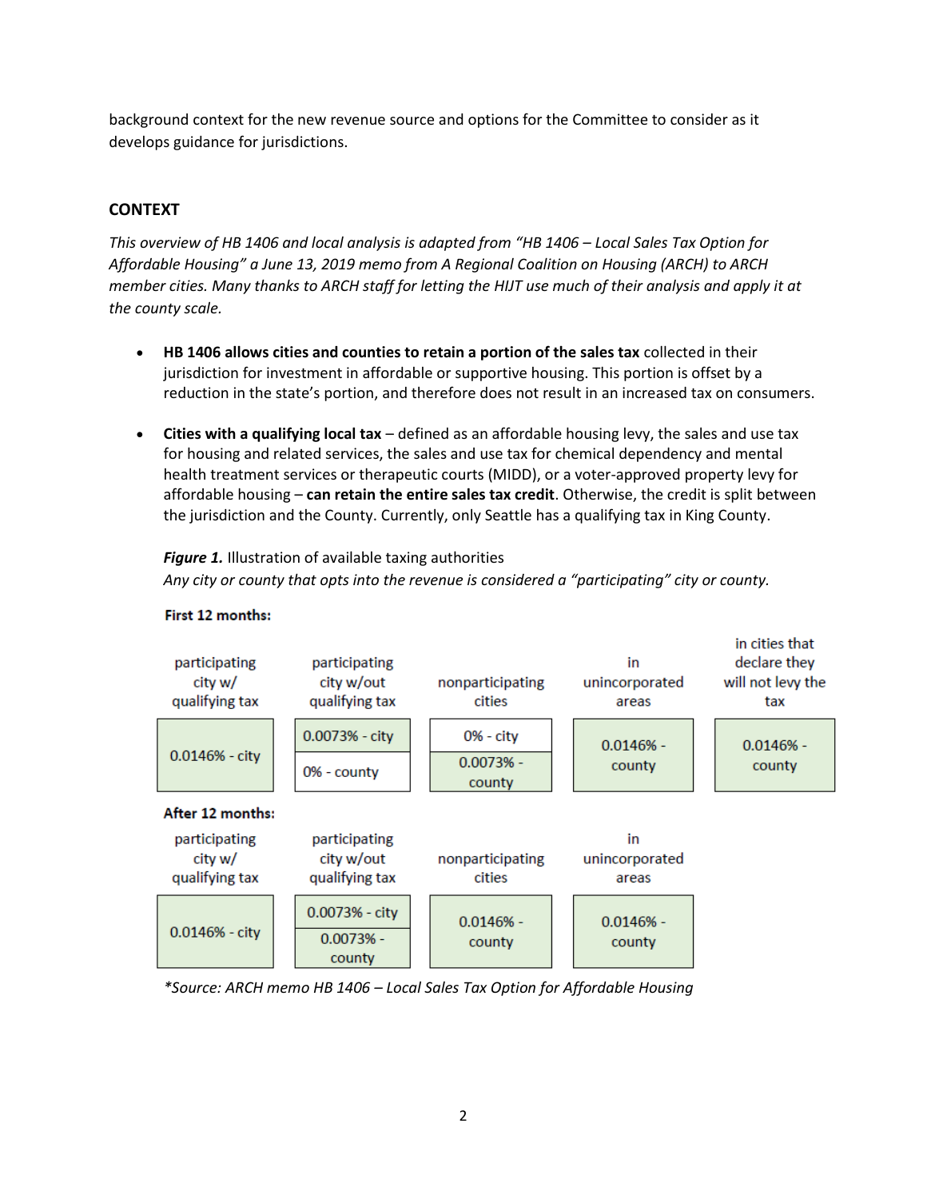background context for the new revenue source and options for the Committee to consider as it develops guidance for jurisdictions.

## CONTEXT

*This overview of HB 1406 and local analysis is adapted from "HB 1406 – Local Sales Tax Option for Affordable Housing" a June 13, 2019 memo from A Regional Coalition on Housing (ARCH) to ARCH member cities. Many thanks to ARCH staff for letting the HIJT use much of their analysis and apply it at the county scale.*

- **HB 1406 allows cities and counties to retain a portion of the sales tax** collected in their jurisdiction for investment in affordable or supportive housing. This portion is offset by a reduction in the state's portion, and therefore does not result in an increased tax on consumers.
- **Cities with a qualifying local tax** – defined as an affordable housing levy, the sales and use tax for housing and related services, the sales and use tax for chemical dependency and mental health treatment services or therapeutic courts (MIDD), or a voter-approved property levy for affordable housing – **can retain the entire sales tax credit**. Otherwise, the credit is split between the jurisdiction and the County. Currently, only Seattle has a qualifying tax in King County.

***Figure 1.*** Illustration of available taxing authorities
*Any city or county that opts into the revenue is considered a "participating" city or county.*

**First 12 months:**

| participating city w/ qualifying tax | participating city w/out qualifying tax | nonparticipating cities | in unincorporated areas | in cities that declare they will not levy the tax |
|---|---|---|---|---|
| 0.0146% - city | 0.0073% - city; 0% - county | 0% - city; 0.0073% - county | 0.0146% - county | 0.0146% - county |

**After 12 months:**

| participating city w/ qualifying tax | participating city w/out qualifying tax | nonparticipating cities | in unincorporated areas |
|---|---|---|---|
| 0.0146% - city | 0.0073% - city; 0.0073% - county | 0.0146% - county | 0.0146% - county |

*\*Source: ARCH memo HB 1406 – Local Sales Tax Option for Affordable Housing*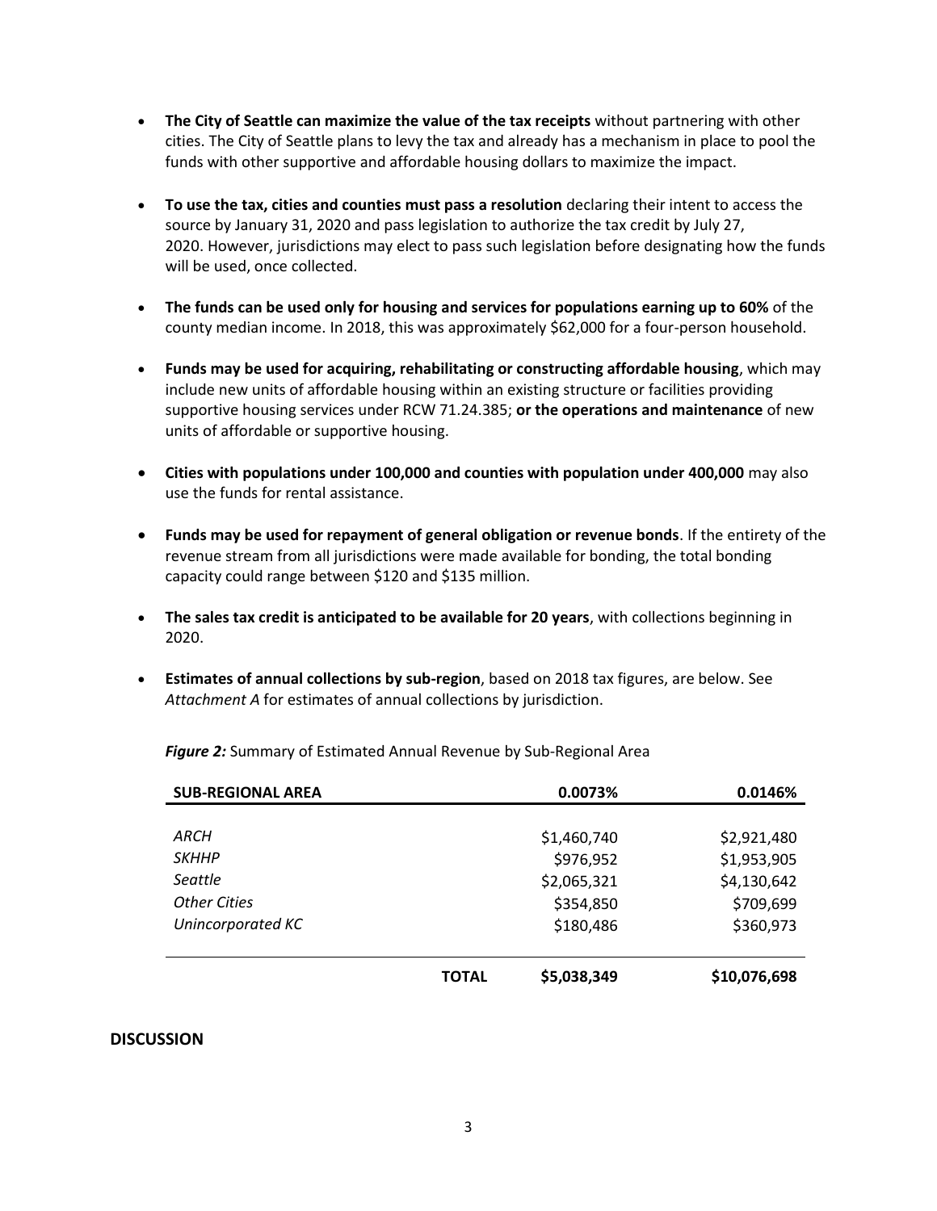- **The City of Seattle can maximize the value of the tax receipts** without partnering with other cities. The City of Seattle plans to levy the tax and already has a mechanism in place to pool the funds with other supportive and affordable housing dollars to maximize the impact.

- **To use the tax, cities and counties must pass a resolution** declaring their intent to access the source by January 31, 2020 and pass legislation to authorize the tax credit by July 27, 2020. However, jurisdictions may elect to pass such legislation before designating how the funds will be used, once collected.

- **The funds can be used only for housing and services for populations earning up to 60%** of the county median income. In 2018, this was approximately $62,000 for a four-person household.

- **Funds may be used for acquiring, rehabilitating or constructing affordable housing**, which may include new units of affordable housing within an existing structure or facilities providing supportive housing services under RCW 71.24.385; **or the operations and maintenance** of new units of affordable or supportive housing.

- **Cities with populations under 100,000 and counties with population under 400,000** may also use the funds for rental assistance.

- **Funds may be used for repayment of general obligation or revenue bonds**. If the entirety of the revenue stream from all jurisdictions were made available for bonding, the total bonding capacity could range between $120 and $135 million.

- **The sales tax credit is anticipated to be available for 20 years**, with collections beginning in 2020.

- **Estimates of annual collections by sub-region**, based on 2018 tax figures, are below. See *Attachment A* for estimates of annual collections by jurisdiction.

***Figure 2:*** Summary of Estimated Annual Revenue by Sub-Regional Area

| SUB-REGIONAL AREA | | 0.0073% | 0.0146% |
|---|---|---|---|
| *ARCH* | | $1,460,740 | $2,921,480 |
| *SKHHP* | | $976,952 | $1,953,905 |
| *Seattle* | | $2,065,321 | $4,130,642 |
| *Other Cities* | | $354,850 | $709,699 |
| *Unincorporated KC* | | $180,486 | $360,973 |
| | **TOTAL** | **$5,038,349** | **$10,076,698** |

## DISCUSSION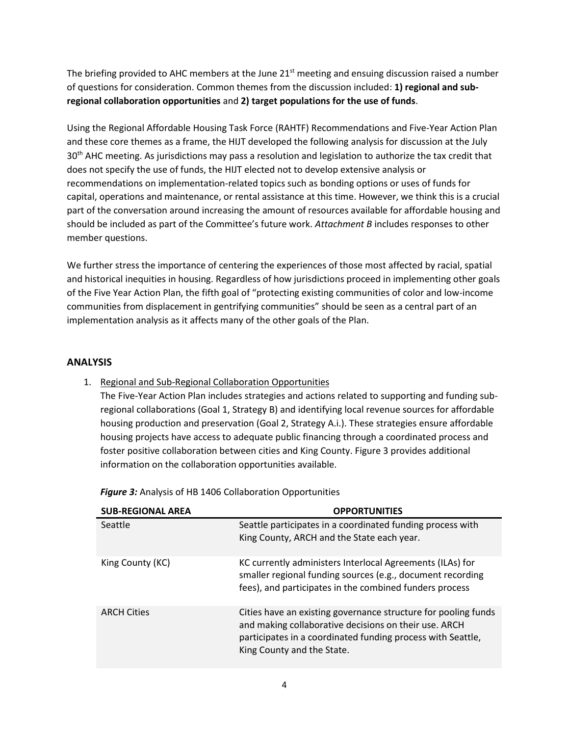The briefing provided to AHC members at the June 21st meeting and ensuing discussion raised a number of questions for consideration. Common themes from the discussion included: **1) regional and sub-regional collaboration opportunities** and **2) target populations for the use of funds**.

Using the Regional Affordable Housing Task Force (RAHTF) Recommendations and Five-Year Action Plan and these core themes as a frame, the HIJT developed the following analysis for discussion at the July 30th AHC meeting. As jurisdictions may pass a resolution and legislation to authorize the tax credit that does not specify the use of funds, the HIJT elected not to develop extensive analysis or recommendations on implementation-related topics such as bonding options or uses of funds for capital, operations and maintenance, or rental assistance at this time. However, we think this is a crucial part of the conversation around increasing the amount of resources available for affordable housing and should be included as part of the Committee's future work. *Attachment B* includes responses to other member questions.

We further stress the importance of centering the experiences of those most affected by racial, spatial and historical inequities in housing. Regardless of how jurisdictions proceed in implementing other goals of the Five Year Action Plan, the fifth goal of "protecting existing communities of color and low-income communities from displacement in gentrifying communities" should be seen as a central part of an implementation analysis as it affects many of the other goals of the Plan.

## ANALYSIS

1. Regional and Sub-Regional Collaboration Opportunities

   The Five-Year Action Plan includes strategies and actions related to supporting and funding sub-regional collaborations (Goal 1, Strategy B) and identifying local revenue sources for affordable housing production and preservation (Goal 2, Strategy A.i.). These strategies ensure affordable housing projects have access to adequate public financing through a coordinated process and foster positive collaboration between cities and King County. Figure 3 provides additional information on the collaboration opportunities available.

***Figure 3:*** Analysis of HB 1406 Collaboration Opportunities

| SUB-REGIONAL AREA | OPPORTUNITIES |
|---|---|
| Seattle | Seattle participates in a coordinated funding process with King County, ARCH and the State each year. |
| King County (KC) | KC currently administers Interlocal Agreements (ILAs) for smaller regional funding sources (e.g., document recording fees), and participates in the combined funders process |
| ARCH Cities | Cities have an existing governance structure for pooling funds and making collaborative decisions on their use. ARCH participates in a coordinated funding process with Seattle, King County and the State. |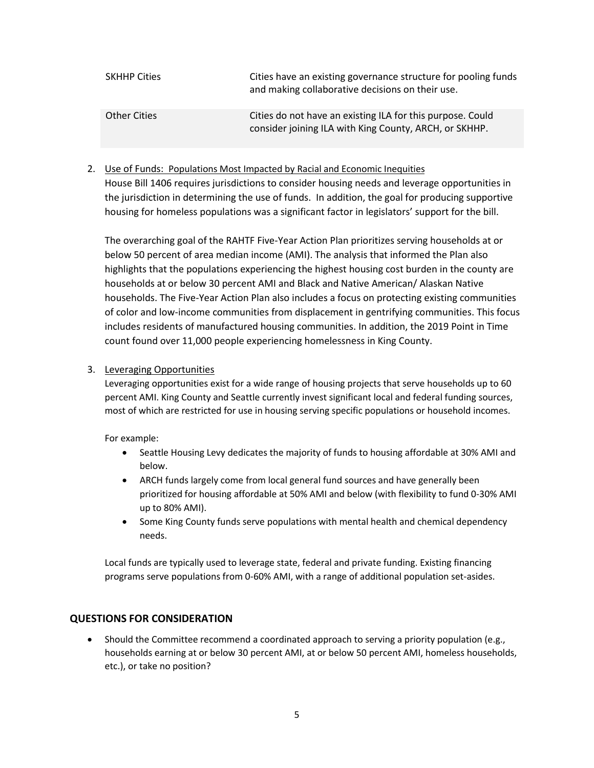| | |
|---|---|
| SKHHP Cities | Cities have an existing governance structure for pooling funds and making collaborative decisions on their use. |
| Other Cities | Cities do not have an existing ILA for this purpose. Could consider joining ILA with King County, ARCH, or SKHHP. |

2. Use of Funds: Populations Most Impacted by Racial and Economic Inequities

   House Bill 1406 requires jurisdictions to consider housing needs and leverage opportunities in the jurisdiction in determining the use of funds. In addition, the goal for producing supportive housing for homeless populations was a significant factor in legislators' support for the bill.

   The overarching goal of the RAHTF Five-Year Action Plan prioritizes serving households at or below 50 percent of area median income (AMI). The analysis that informed the Plan also highlights that the populations experiencing the highest housing cost burden in the county are households at or below 30 percent AMI and Black and Native American/ Alaskan Native households. The Five-Year Action Plan also includes a focus on protecting existing communities of color and low-income communities from displacement in gentrifying communities. This focus includes residents of manufactured housing communities. In addition, the 2019 Point in Time count found over 11,000 people experiencing homelessness in King County.

3. Leveraging Opportunities

   Leveraging opportunities exist for a wide range of housing projects that serve households up to 60 percent AMI. King County and Seattle currently invest significant local and federal funding sources, most of which are restricted for use in housing serving specific populations or household incomes.

   For example:

   - Seattle Housing Levy dedicates the majority of funds to housing affordable at 30% AMI and below.
   - ARCH funds largely come from local general fund sources and have generally been prioritized for housing affordable at 50% AMI and below (with flexibility to fund 0-30% AMI up to 80% AMI).
   - Some King County funds serve populations with mental health and chemical dependency needs.

   Local funds are typically used to leverage state, federal and private funding. Existing financing programs serve populations from 0-60% AMI, with a range of additional population set-asides.

## QUESTIONS FOR CONSIDERATION

- Should the Committee recommend a coordinated approach to serving a priority population (e.g., households earning at or below 30 percent AMI, at or below 50 percent AMI, homeless households, etc.), or take no position?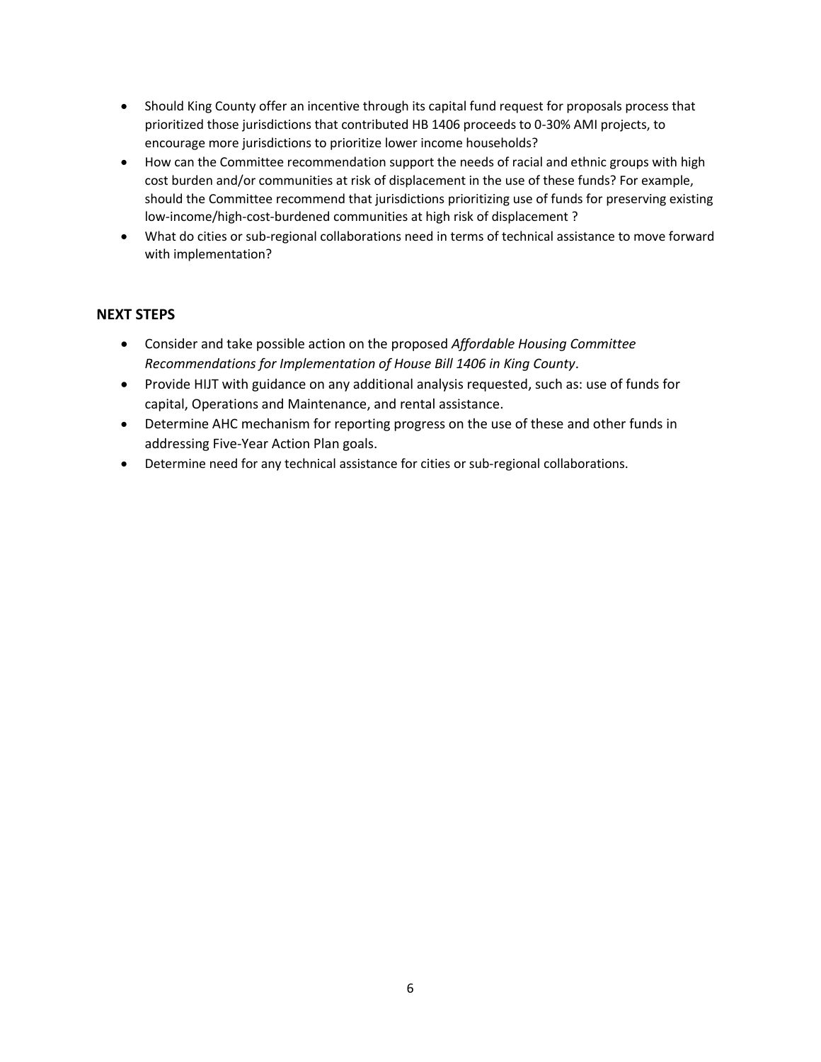- Should King County offer an incentive through its capital fund request for proposals process that prioritized those jurisdictions that contributed HB 1406 proceeds to 0-30% AMI projects, to encourage more jurisdictions to prioritize lower income households?
- How can the Committee recommendation support the needs of racial and ethnic groups with high cost burden and/or communities at risk of displacement in the use of these funds? For example, should the Committee recommend that jurisdictions prioritizing use of funds for preserving existing low-income/high-cost-burdened communities at high risk of displacement ?
- What do cities or sub-regional collaborations need in terms of technical assistance to move forward with implementation?

## NEXT STEPS

- Consider and take possible action on the proposed *Affordable Housing Committee Recommendations for Implementation of House Bill 1406 in King County*.
- Provide HIJT with guidance on any additional analysis requested, such as: use of funds for capital, Operations and Maintenance, and rental assistance.
- Determine AHC mechanism for reporting progress on the use of these and other funds in addressing Five-Year Action Plan goals.
- Determine need for any technical assistance for cities or sub-regional collaborations.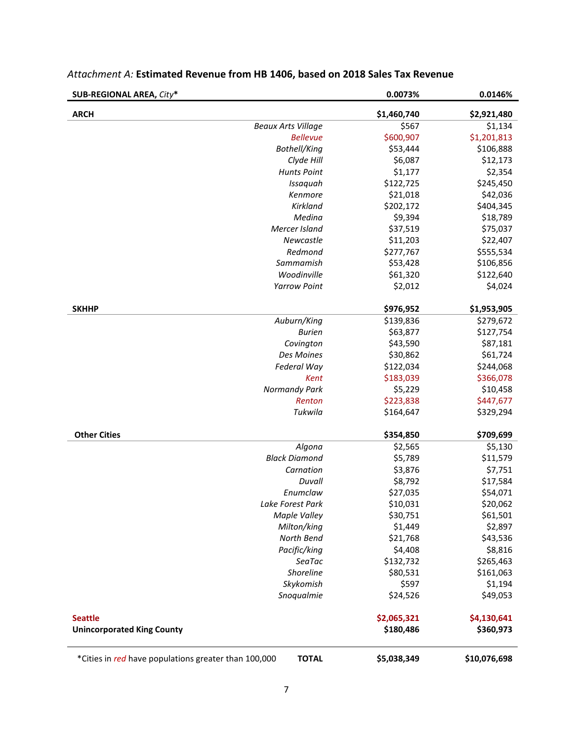*Attachment A:* **Estimated Revenue from HB 1406, based on 2018 Sales Tax Revenue**

| **SUB-REGIONAL AREA,** ***City**** | **0.0073%** | **0.0146%** |
|---|---|---|
| **ARCH** | **$1,460,740** | **$2,921,480** |
| *Beaux Arts Village* | $567 | $1,134 |
| *Bellevue* | $600,907 | $1,201,813 |
| *Bothell/King* | $53,444 | $106,888 |
| *Clyde Hill* | $6,087 | $12,173 |
| *Hunts Point* | $1,177 | $2,354 |
| *Issaquah* | $122,725 | $245,450 |
| *Kenmore* | $21,018 | $42,036 |
| *Kirkland* | $202,172 | $404,345 |
| *Medina* | $9,394 | $18,789 |
| *Mercer Island* | $37,519 | $75,037 |
| *Newcastle* | $11,203 | $22,407 |
| *Redmond* | $277,767 | $555,534 |
| *Sammamish* | $53,428 | $106,856 |
| *Woodinville* | $61,320 | $122,640 |
| *Yarrow Point* | $2,012 | $4,024 |
| **SKHHP** | **$976,952** | **$1,953,905** |
| *Auburn/King* | $139,836 | $279,672 |
| *Burien* | $63,877 | $127,754 |
| *Covington* | $43,590 | $87,181 |
| *Des Moines* | $30,862 | $61,724 |
| *Federal Way* | $122,034 | $244,068 |
| *Kent* | $183,039 | $366,078 |
| *Normandy Park* | $5,229 | $10,458 |
| *Renton* | $223,838 | $447,677 |
| *Tukwila* | $164,647 | $329,294 |
| **Other Cities** | **$354,850** | **$709,699** |
| *Algona* | $2,565 | $5,130 |
| *Black Diamond* | $5,789 | $11,579 |
| *Carnation* | $3,876 | $7,751 |
| *Duvall* | $8,792 | $17,584 |
| *Enumclaw* | $27,035 | $54,071 |
| *Lake Forest Park* | $10,031 | $20,062 |
| *Maple Valley* | $30,751 | $61,501 |
| *Milton/king* | $1,449 | $2,897 |
| *North Bend* | $21,768 | $43,536 |
| *Pacific/king* | $4,408 | $8,816 |
| *SeaTac* | $132,732 | $265,463 |
| *Shoreline* | $80,531 | $161,063 |
| *Skykomish* | $597 | $1,194 |
| *Snoqualmie* | $24,526 | $49,053 |
| **Seattle** | **$2,065,321** | **$4,130,641** |
| **Unincorporated King County** | **$180,486** | **$360,973** |
| *Cities in *red* have populations greater than 100,000 — **TOTAL** | **$5,038,349** | **$10,076,698** |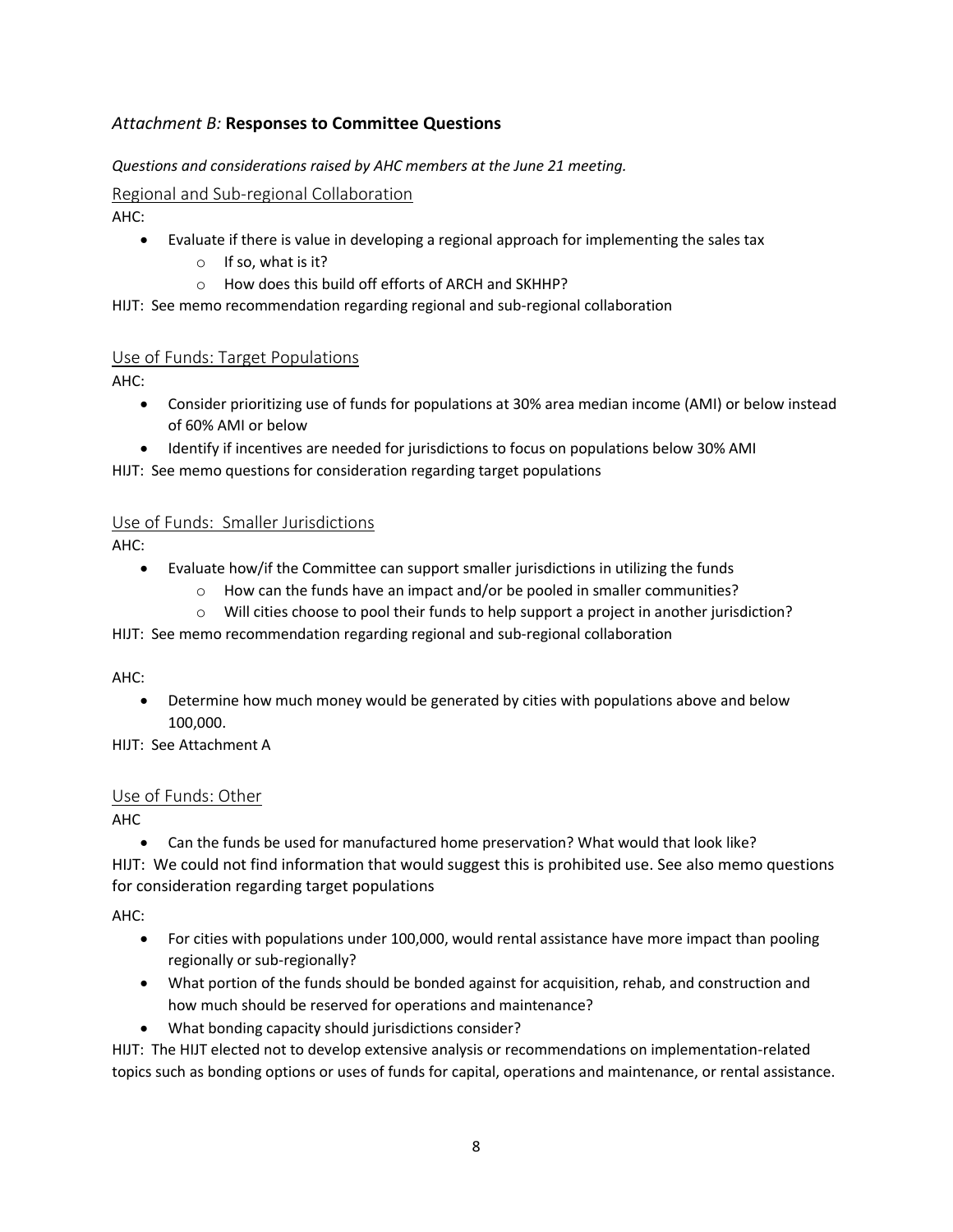## *Attachment B:* **Responses to Committee Questions**

*Questions and considerations raised by AHC members at the June 21 meeting.*

### Regional and Sub-regional Collaboration

AHC:

- Evaluate if there is value in developing a regional approach for implementing the sales tax
  - If so, what is it?
  - How does this build off efforts of ARCH and SKHHP?

HIJT: See memo recommendation regarding regional and sub-regional collaboration

### Use of Funds: Target Populations

AHC:

- Consider prioritizing use of funds for populations at 30% area median income (AMI) or below instead of 60% AMI or below
- Identify if incentives are needed for jurisdictions to focus on populations below 30% AMI

HIJT: See memo questions for consideration regarding target populations

### Use of Funds: Smaller Jurisdictions

AHC:

- Evaluate how/if the Committee can support smaller jurisdictions in utilizing the funds
  - How can the funds have an impact and/or be pooled in smaller communities?
  - Will cities choose to pool their funds to help support a project in another jurisdiction?

HIJT: See memo recommendation regarding regional and sub-regional collaboration

AHC:

- Determine how much money would be generated by cities with populations above and below 100,000.

HIJT: See Attachment A

### Use of Funds: Other

AHC

- Can the funds be used for manufactured home preservation? What would that look like?

HIJT: We could not find information that would suggest this is prohibited use. See also memo questions for consideration regarding target populations

AHC:

- For cities with populations under 100,000, would rental assistance have more impact than pooling regionally or sub-regionally?
- What portion of the funds should be bonded against for acquisition, rehab, and construction and how much should be reserved for operations and maintenance?
- What bonding capacity should jurisdictions consider?

HIJT: The HIJT elected not to develop extensive analysis or recommendations on implementation-related topics such as bonding options or uses of funds for capital, operations and maintenance, or rental assistance.